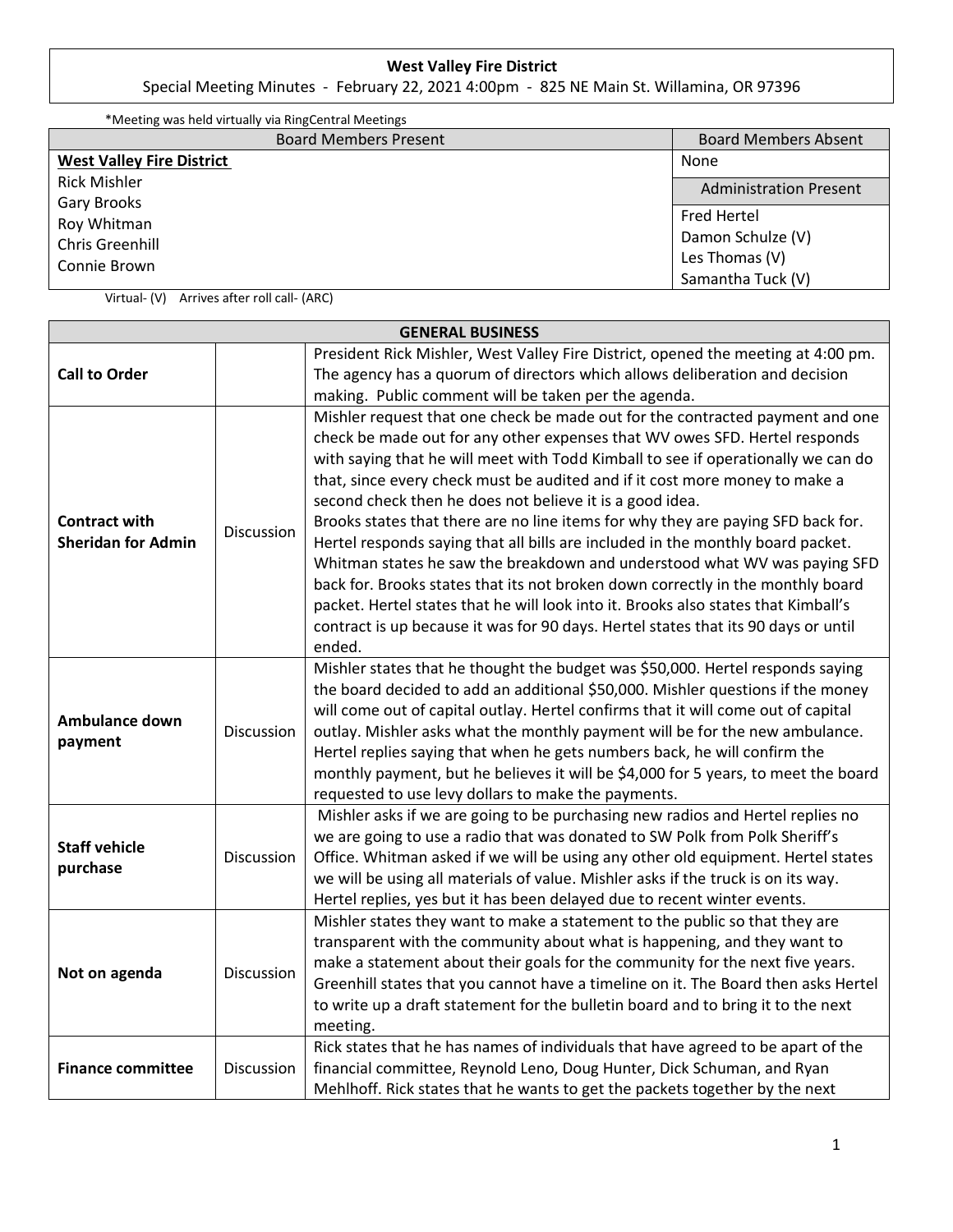**West Valley Fire District**

Special Meeting Minutes - February 22, 2021 4:00pm - 825 NE Main St. Willamina, OR 97396

*Meeting was held virtually via RingCentral Meetings

| Board Members Present | Board Members Absent |
|---|---|
| **West Valley Fire District**<br>Rick Mishler<br>Gary Brooks<br>Roy Whitman<br>Chris Greenhill<br>Connie Brown | None |
| | **Administration Present** |
| | Fred Hertel<br>Damon Schulze (V)<br>Les Thomas (V)<br>Samantha Tuck (V) |

Virtual- (V) Arrives after roll call- (ARC)

| GENERAL BUSINESS | | |
|---|---|---|
| **Call to Order** | | President Rick Mishler, West Valley Fire District, opened the meeting at 4:00 pm. The agency has a quorum of directors which allows deliberation and decision making. Public comment will be taken per the agenda. |
| **Contract with Sheridan for Admin** | Discussion | Mishler request that one check be made out for the contracted payment and one check be made out for any other expenses that WV owes SFD. Hertel responds with saying that he will meet with Todd Kimball to see if operationally we can do that, since every check must be audited and if it cost more money to make a second check then he does not believe it is a good idea.<br>Brooks states that there are no line items for why they are paying SFD back for. Hertel responds saying that all bills are included in the monthly board packet. Whitman states he saw the breakdown and understood what WV was paying SFD back for. Brooks states that its not broken down correctly in the monthly board packet. Hertel states that he will look into it. Brooks also states that Kimball's contract is up because it was for 90 days. Hertel states that its 90 days or until ended. |
| **Ambulance down payment** | Discussion | Mishler states that he thought the budget was $50,000. Hertel responds saying the board decided to add an additional $50,000. Mishler questions if the money will come out of capital outlay. Hertel confirms that it will come out of capital outlay. Mishler asks what the monthly payment will be for the new ambulance. Hertel replies saying that when he gets numbers back, he will confirm the monthly payment, but he believes it will be $4,000 for 5 years, to meet the board requested to use levy dollars to make the payments. |
| **Staff vehicle purchase** | Discussion | Mishler asks if we are going to be purchasing new radios and Hertel replies no we are going to use a radio that was donated to SW Polk from Polk Sheriff's Office. Whitman asked if we will be using any other old equipment. Hertel states we will be using all materials of value. Mishler asks if the truck is on its way. Hertel replies, yes but it has been delayed due to recent winter events. |
| **Not on agenda** | Discussion | Mishler states they want to make a statement to the public so that they are transparent with the community about what is happening, and they want to make a statement about their goals for the community for the next five years. Greenhill states that you cannot have a timeline on it. The Board then asks Hertel to write up a draft statement for the bulletin board and to bring it to the next meeting. |
| **Finance committee** | Discussion | Rick states that he has names of individuals that have agreed to be apart of the financial committee, Reynold Leno, Doug Hunter, Dick Schuman, and Ryan Mehlhoff. Rick states that he wants to get the packets together by the next |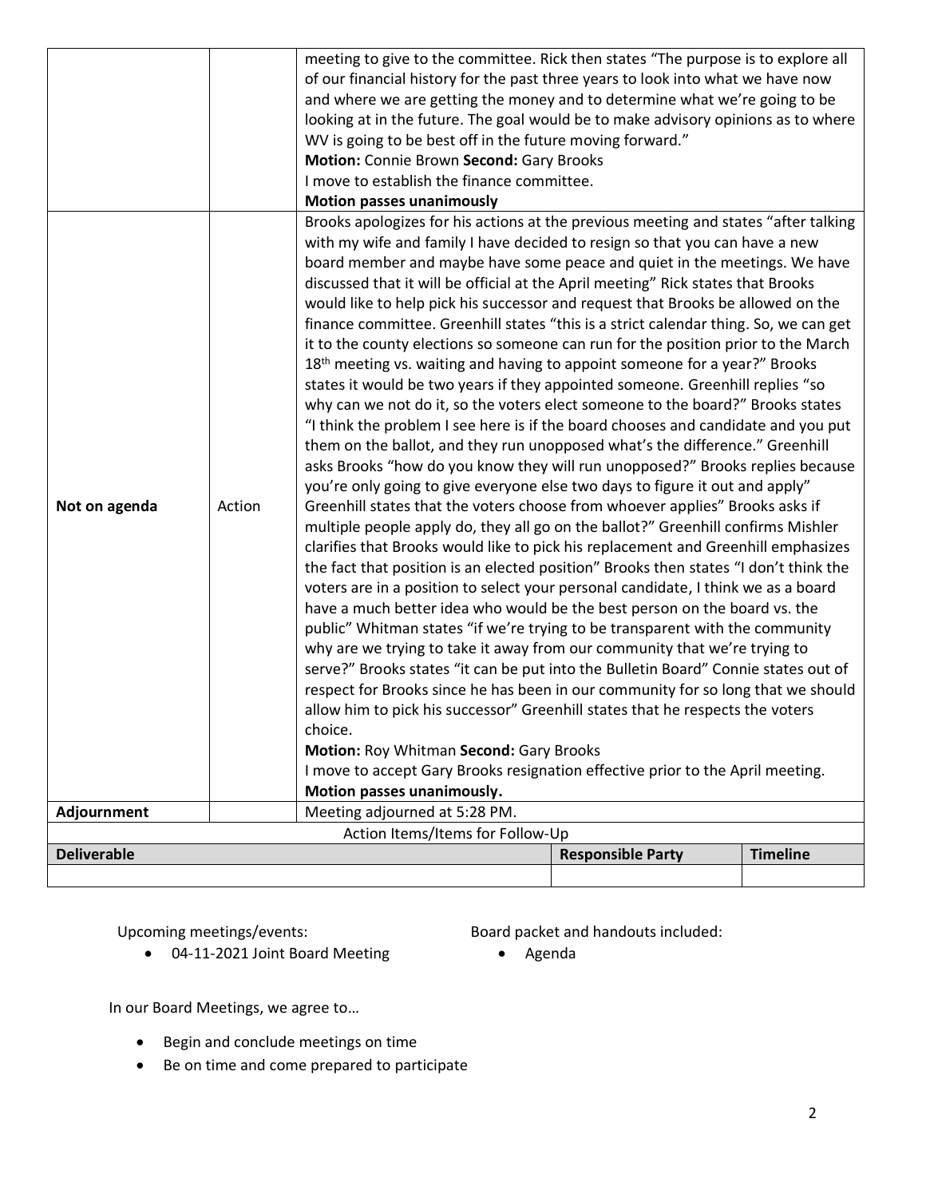| | | |
|---|---|---|
| | | meeting to give to the committee. Rick then states "The purpose is to explore all of our financial history for the past three years to look into what we have now and where we are getting the money and to determine what we're going to be looking at in the future. The goal would be to make advisory opinions as to where WV is going to be best off in the future moving forward."<br>**Motion:** Connie Brown **Second:** Gary Brooks<br>I move to establish the finance committee.<br>**Motion passes unanimously** |
| **Not on agenda** | Action | Brooks apologizes for his actions at the previous meeting and states "after talking with my wife and family I have decided to resign so that you can have a new board member and maybe have some peace and quiet in the meetings. We have discussed that it will be official at the April meeting" Rick states that Brooks would like to help pick his successor and request that Brooks be allowed on the finance committee. Greenhill states "this is a strict calendar thing. So, we can get it to the county elections so someone can run for the position prior to the March 18th meeting vs. waiting and having to appoint someone for a year?" Brooks states it would be two years if they appointed someone. Greenhill replies "so why can we not do it, so the voters elect someone to the board?" Brooks states "I think the problem I see here is if the board chooses and candidate and you put them on the ballot, and they run unopposed what's the difference." Greenhill asks Brooks "how do you know they will run unopposed?" Brooks replies because you're only going to give everyone else two days to figure it out and apply" Greenhill states that the voters choose from whoever applies" Brooks asks if multiple people apply do, they all go on the ballot?" Greenhill confirms Mishler clarifies that Brooks would like to pick his replacement and Greenhill emphasizes the fact that position is an elected position" Brooks then states "I don't think the voters are in a position to select your personal candidate, I think we as a board have a much better idea who would be the best person on the board vs. the public" Whitman states "if we're trying to be transparent with the community why are we trying to take it away from our community that we're trying to serve?" Brooks states "it can be put into the Bulletin Board" Connie states out of respect for Brooks since he has been in our community for so long that we should allow him to pick his successor" Greenhill states that he respects the voters choice.<br>**Motion:** Roy Whitman **Second:** Gary Brooks<br>I move to accept Gary Brooks resignation effective prior to the April meeting.<br>**Motion passes unanimously.** |
| **Adjournment** | | Meeting adjourned at 5:28 PM. |

Action Items/Items for Follow-Up

| Deliverable | Responsible Party | Timeline |
|---|---|---|
| | | |

Upcoming meetings/events:

- 04-11-2021 Joint Board Meeting

Board packet and handouts included:

- Agenda

In our Board Meetings, we agree to…

- Begin and conclude meetings on time
- Be on time and come prepared to participate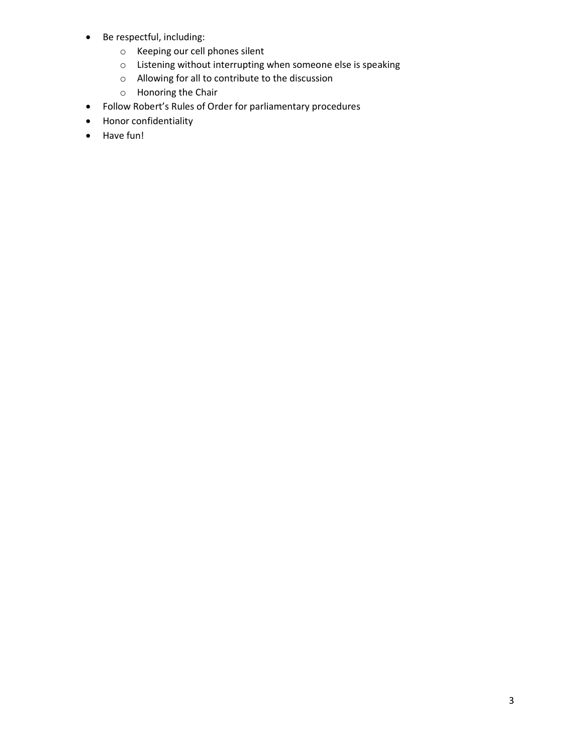- Be respectful, including:
  - Keeping our cell phones silent
  - Listening without interrupting when someone else is speaking
  - Allowing for all to contribute to the discussion
  - Honoring the Chair
- Follow Robert's Rules of Order for parliamentary procedures
- Honor confidentiality
- Have fun!